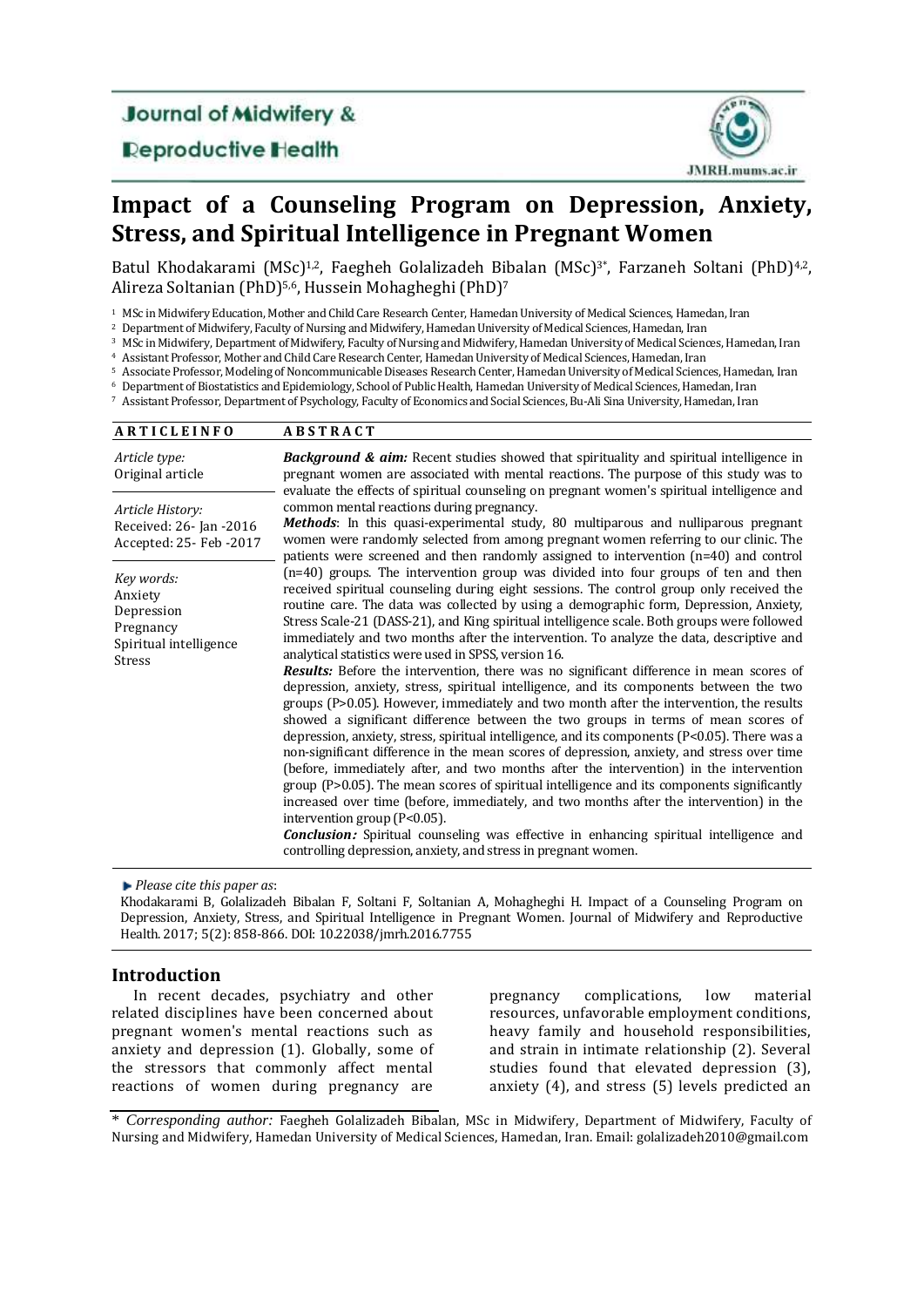Journal of Midwifery & Reproductive Health

JMRH.mums.ac.ir

# Impact of a Counseling Program on Depression, Anxiety, Stress, and Spiritual Intelligence in Pregnant Women

Batul Khodakarami (MSc)[1,2], Faegheh Golalizadeh Bibalan (MSc)[3*], Farzaneh Soltani (PhD)[4,2], Alireza Soltanian (PhD)[5,6], Hussein Mohagheghi (PhD)[7]

[1] MSc in Midwifery Education, Mother and Child Care Research Center, Hamedan University of Medical Sciences, Hamedan, Iran
[2] Department of Midwifery, Faculty of Nursing and Midwifery, Hamedan University of Medical Sciences, Hamedan, Iran
[3] MSc in Midwifery, Department of Midwifery, Faculty of Nursing and Midwifery, Hamedan University of Medical Sciences, Hamedan, Iran
[4] Assistant Professor, Mother and Child Care Research Center, Hamedan University of Medical Sciences, Hamedan, Iran
[5] Associate Professor, Modeling of Noncommunicable Diseases Research Center, Hamedan University of Medical Sciences, Hamedan, Iran
[6] Department of Biostatistics and Epidemiology, School of Public Health, Hamedan University of Medical Sciences, Hamedan, Iran
[7] Assistant Professor, Department of Psychology, Faculty of Economics and Social Sciences, Bu-Ali Sina University, Hamedan, Iran

**ARTICLE INFO**

*Article type:*
Original article

*Article History:*
Received: 26- Jan -2016
Accepted: 25- Feb -2017

*Key words:*
Anxiety
Depression
Pregnancy
Spiritual intelligence
Stress

**ABSTRACT**

***Background & aim:*** Recent studies showed that spirituality and spiritual intelligence in pregnant women are associated with mental reactions. The purpose of this study was to evaluate the effects of spiritual counseling on pregnant women's spiritual intelligence and common mental reactions during pregnancy.

***Methods***: In this quasi-experimental study, 80 multiparous and nulliparous pregnant women were randomly selected from among pregnant women referring to our clinic. The patients were screened and then randomly assigned to intervention (n=40) and control (n=40) groups. The intervention group was divided into four groups of ten and then received spiritual counseling during eight sessions. The control group only received the routine care. The data was collected by using a demographic form, Depression, Anxiety, Stress Scale-21 (DASS-21), and King spiritual intelligence scale. Both groups were followed immediately and two months after the intervention. To analyze the data, descriptive and analytical statistics were used in SPSS, version 16.

***Results:*** Before the intervention, there was no significant difference in mean scores of depression, anxiety, stress, spiritual intelligence, and its components between the two groups (P>0.05). However, immediately and two month after the intervention, the results showed a significant difference between the two groups in terms of mean scores of depression, anxiety, stress, spiritual intelligence, and its components (P<0.05). There was a non-significant difference in the mean scores of depression, anxiety, and stress over time (before, immediately after, and two months after the intervention) in the intervention group (P>0.05). The mean scores of spiritual intelligence and its components significantly increased over time (before, immediately, and two months after the intervention) in the intervention group (P<0.05).

***Conclusion:*** Spiritual counseling was effective in enhancing spiritual intelligence and controlling depression, anxiety, and stress in pregnant women.

▶ *Please cite this paper as*:
Khodakarami B, Golalizadeh Bibalan F, Soltani F, Soltanian A, Mohagheghi H. Impact of a Counseling Program on Depression, Anxiety, Stress, and Spiritual Intelligence in Pregnant Women. Journal of Midwifery and Reproductive Health. 2017; 5(2): 858-866. DOI: 10.22038/jmrh.2016.7755

## Introduction

In recent decades, psychiatry and other related disciplines have been concerned about pregnant women's mental reactions such as anxiety and depression (1). Globally, some of the stressors that commonly affect mental reactions of women during pregnancy are pregnancy complications, low material resources, unfavorable employment conditions, heavy family and household responsibilities, and strain in intimate relationship (2). Several studies found that elevated depression (3), anxiety (4), and stress (5) levels predicted an

\* *Corresponding author:* Faegheh Golalizadeh Bibalan, MSc in Midwifery, Department of Midwifery, Faculty of Nursing and Midwifery, Hamedan University of Medical Sciences, Hamedan, Iran. Email: golalizadeh2010@gmail.com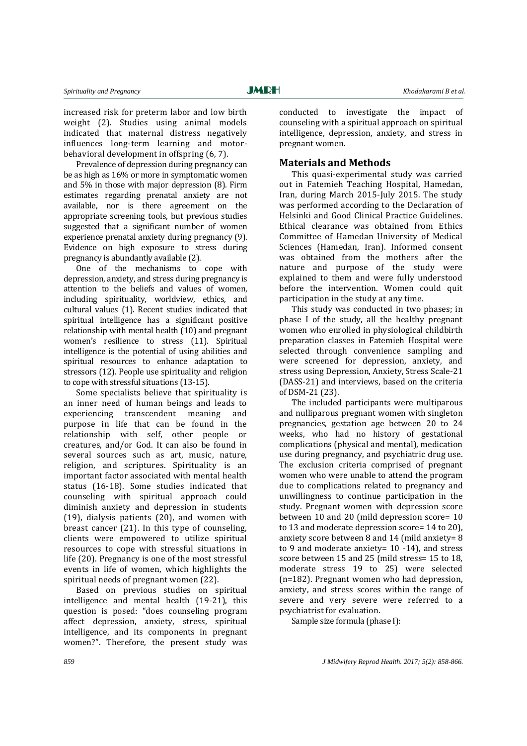increased risk for preterm labor and low birth weight (2). Studies using animal models indicated that maternal distress negatively influences long-term learning and motor-behavioral development in offspring (6, 7).

Prevalence of depression during pregnancy can be as high as 16% or more in symptomatic women and 5% in those with major depression (8). Firm estimates regarding prenatal anxiety are not available, nor is there agreement on the appropriate screening tools, but previous studies suggested that a significant number of women experience prenatal anxiety during pregnancy (9). Evidence on high exposure to stress during pregnancy is abundantly available (2).

One of the mechanisms to cope with depression, anxiety, and stress during pregnancy is attention to the beliefs and values of women, including spirituality, worldview, ethics, and cultural values (1). Recent studies indicated that spiritual intelligence has a significant positive relationship with mental health (10) and pregnant women's resilience to stress (11). Spiritual intelligence is the potential of using abilities and spiritual resources to enhance adaptation to stressors (12). People use spirituality and religion to cope with stressful situations (13-15).

Some specialists believe that spirituality is an inner need of human beings and leads to experiencing transcendent meaning and purpose in life that can be found in the relationship with self, other people or creatures, and/or God. It can also be found in several sources such as art, music, nature, religion, and scriptures. Spirituality is an important factor associated with mental health status (16-18). Some studies indicated that counseling with spiritual approach could diminish anxiety and depression in students (19), dialysis patients (20), and women with breast cancer (21). In this type of counseling, clients were empowered to utilize spiritual resources to cope with stressful situations in life (20). Pregnancy is one of the most stressful events in life of women, which highlights the spiritual needs of pregnant women (22).

Based on previous studies on spiritual intelligence and mental health (19-21), this question is posed: "does counseling program affect depression, anxiety, stress, spiritual intelligence, and its components in pregnant women?". Therefore, the present study was conducted to investigate the impact of counseling with a spiritual approach on spiritual intelligence, depression, anxiety, and stress in pregnant women.

## Materials and Methods

This quasi-experimental study was carried out in Fatemieh Teaching Hospital, Hamedan, Iran, during March 2015-July 2015. The study was performed according to the Declaration of Helsinki and Good Clinical Practice Guidelines. Ethical clearance was obtained from Ethics Committee of Hamedan University of Medical Sciences (Hamedan, Iran). Informed consent was obtained from the mothers after the nature and purpose of the study were explained to them and were fully understood before the intervention. Women could quit participation in the study at any time.

This study was conducted in two phases; in phase I of the study, all the healthy pregnant women who enrolled in physiological childbirth preparation classes in Fatemieh Hospital were selected through convenience sampling and were screened for depression, anxiety, and stress using Depression, Anxiety, Stress Scale-21 (DASS-21) and interviews, based on the criteria of DSM-21 (23).

The included participants were multiparous and nulliparous pregnant women with singleton pregnancies, gestation age between 20 to 24 weeks, who had no history of gestational complications (physical and mental), medication use during pregnancy, and psychiatric drug use. The exclusion criteria comprised of pregnant women who were unable to attend the program due to complications related to pregnancy and unwillingness to continue participation in the study. Pregnant women with depression score between 10 and 20 (mild depression score= 10 to 13 and moderate depression score= 14 to 20), anxiety score between 8 and 14 (mild anxiety= 8 to 9 and moderate anxiety= 10 -14), and stress score between 15 and 25 (mild stress= 15 to 18, moderate stress 19 to 25) were selected (n=182). Pregnant women who had depression, anxiety, and stress scores within the range of severe and very severe were referred to a psychiatrist for evaluation.

Sample size formula (phase I):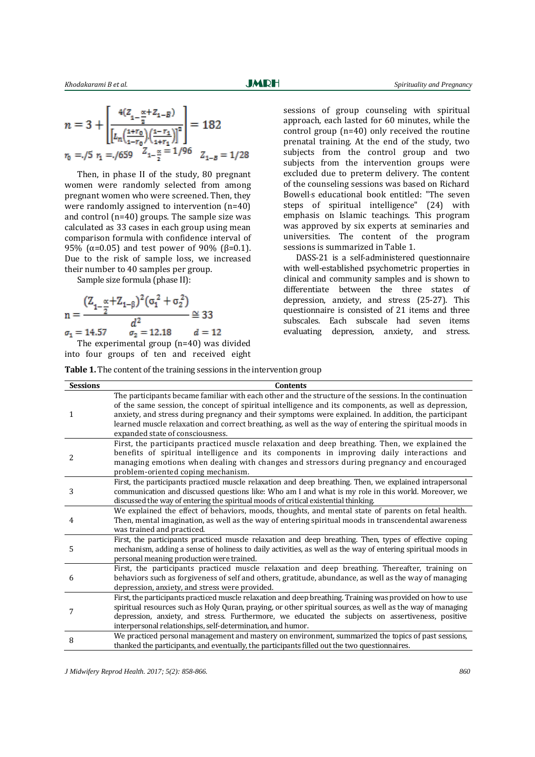$$n = 3 + \left[ \frac{4(Z_{1-\frac{\alpha}{2}} + Z_{1-\beta})}{\left[ L_n\left(\frac{1+r_0}{1-r_0}\right)\left(\frac{1-r_1}{1+r_1}\right) \right]^2} \right] = 182$$

$r_0 = ./5$ $r_1 = ./659$ $Z_{1-\frac{\alpha}{2}} = 1/96$ $Z_{1-\beta} = 1/28$

Then, in phase II of the study, 80 pregnant women were randomly selected from among pregnant women who were screened. Then, they were randomly assigned to intervention (n=40) and control (n=40) groups. The sample size was calculated as 33 cases in each group using mean comparison formula with confidence interval of 95% (α=0.05) and test power of 90% (β=0.1). Due to the risk of sample loss, we increased their number to 40 samples per group.

Sample size formula (phase II):

$$n = \frac{\left(Z_{1-\frac{\alpha}{2}} + Z_{1-\beta}\right)^2 \left(\sigma_1^2 + \sigma_2^2\right)}{d^2} \cong 33$$

$\sigma_1 = 14.57$ $\sigma_2 = 12.18$ $d = 12$

The experimental group (n=40) was divided into four groups of ten and received eight sessions of group counseling with spiritual approach, each lasted for 60 minutes, while the control group (n=40) only received the routine prenatal training. At the end of the study, two subjects from the control group and two subjects from the intervention groups were excluded due to preterm delivery. The content of the counseling sessions was based on Richard Bowell's educational book entitled: "The seven steps of spiritual intelligence" (24) with emphasis on Islamic teachings. This program was approved by six experts at seminaries and universities. The content of the program sessions is summarized in Table 1.

DASS-21 is a self-administered questionnaire with well-established psychometric properties in clinical and community samples and is shown to differentiate between the three states of depression, anxiety, and stress (25-27). This questionnaire is consisted of 21 items and three subscales. Each subscale had seven items evaluating depression, anxiety, and stress.

**Table 1.** The content of the training sessions in the intervention group

| Sessions | Contents |
|---|---|
| 1 | The participants became familiar with each other and the structure of the sessions. In the continuation of the same session, the concept of spiritual intelligence and its components, as well as depression, anxiety, and stress during pregnancy and their symptoms were explained. In addition, the participant learned muscle relaxation and correct breathing, as well as the way of entering the spiritual moods in expanded state of consciousness. |
| 2 | First, the participants practiced muscle relaxation and deep breathing. Then, we explained the benefits of spiritual intelligence and its components in improving daily interactions and managing emotions when dealing with changes and stressors during pregnancy and encouraged problem-oriented coping mechanism. |
| 3 | First, the participants practiced muscle relaxation and deep breathing. Then, we explained intrapersonal communication and discussed questions like: Who am I and what is my role in this world. Moreover, we discussed the way of entering the spiritual moods of critical existential thinking. |
| 4 | We explained the effect of behaviors, moods, thoughts, and mental state of parents on fetal health. Then, mental imagination, as well as the way of entering spiritual moods in transcendental awareness was trained and practiced. |
| 5 | First, the participants practiced muscle relaxation and deep breathing. Then, types of effective coping mechanism, adding a sense of holiness to daily activities, as well as the way of entering spiritual moods in personal meaning production were trained. |
| 6 | First, the participants practiced muscle relaxation and deep breathing. Thereafter, training on behaviors such as forgiveness of self and others, gratitude, abundance, as well as the way of managing depression, anxiety, and stress were provided. |
| 7 | First, the participants practiced muscle relaxation and deep breathing. Training was provided on how to use spiritual resources such as Holy Quran, praying, or other spiritual sources, as well as the way of managing depression, anxiety, and stress. Furthermore, we educated the subjects on assertiveness, positive interpersonal relationships, self-determination, and humor. |
| 8 | We practiced personal management and mastery on environment, summarized the topics of past sessions, thanked the participants, and eventually, the participants filled out the two questionnaires. |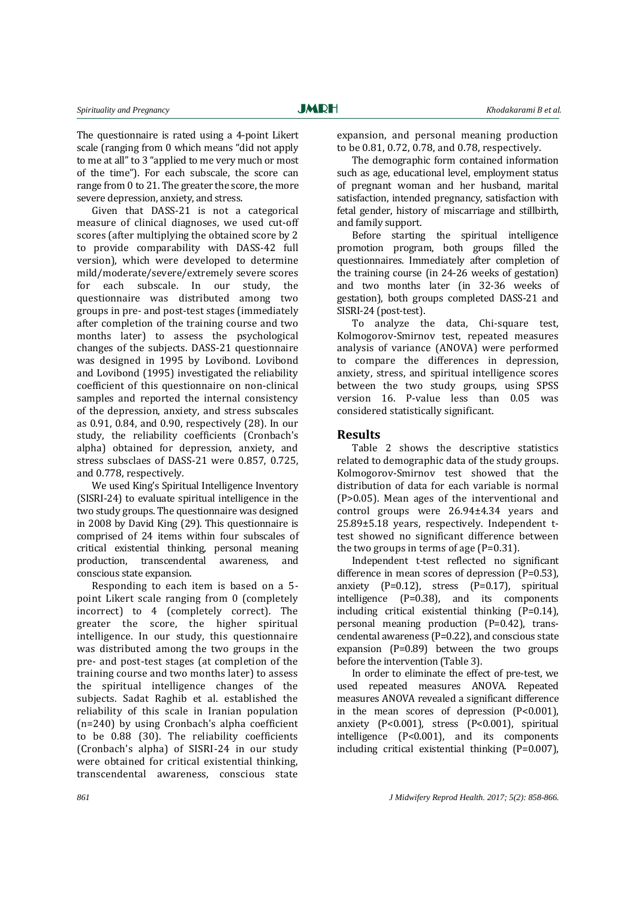The questionnaire is rated using a 4-point Likert scale (ranging from 0 which means "did not apply to me at all" to 3 "applied to me very much or most of the time"). For each subscale, the score can range from 0 to 21. The greater the score, the more severe depression, anxiety, and stress.

Given that DASS-21 is not a categorical measure of clinical diagnoses, we used cut-off scores (after multiplying the obtained score by 2 to provide comparability with DASS-42 full version), which were developed to determine mild/moderate/severe/extremely severe scores for each subscale. In our study, the questionnaire was distributed among two groups in pre- and post-test stages (immediately after completion of the training course and two months later) to assess the psychological changes of the subjects. DASS-21 questionnaire was designed in 1995 by Lovibond. Lovibond and Lovibond (1995) investigated the reliability coefficient of this questionnaire on non-clinical samples and reported the internal consistency of the depression, anxiety, and stress subscales as 0.91, 0.84, and 0.90, respectively (28). In our study, the reliability coefficients (Cronbach's alpha) obtained for depression, anxiety, and stress subsclaes of DASS-21 were 0.857, 0.725, and 0.778, respectively.

We used King's Spiritual Intelligence Inventory (SISRI-24) to evaluate spiritual intelligence in the two study groups. The questionnaire was designed in 2008 by David King (29). This questionnaire is comprised of 24 items within four subscales of critical existential thinking, personal meaning production, transcendental awareness, and conscious state expansion.

Responding to each item is based on a 5-point Likert scale ranging from 0 (completely incorrect) to 4 (completely correct). The greater the score, the higher spiritual intelligence. In our study, this questionnaire was distributed among the two groups in the pre- and post-test stages (at completion of the training course and two months later) to assess the spiritual intelligence changes of the subjects. Sadat Raghib et al. established the reliability of this scale in Iranian population (n=240) by using Cronbach's alpha coefficient to be 0.88 (30). The reliability coefficients (Cronbach's alpha) of SISRI-24 in our study were obtained for critical existential thinking, transcendental awareness, conscious state expansion, and personal meaning production to be 0.81, 0.72, 0.78, and 0.78, respectively.

The demographic form contained information such as age, educational level, employment status of pregnant woman and her husband, marital satisfaction, intended pregnancy, satisfaction with fetal gender, history of miscarriage and stillbirth, and family support.

Before starting the spiritual intelligence promotion program, both groups filled the questionnaires. Immediately after completion of the training course (in 24-26 weeks of gestation) and two months later (in 32-36 weeks of gestation), both groups completed DASS-21 and SISRI-24 (post-test).

To analyze the data, Chi-square test, Kolmogorov-Smirnov test, repeated measures analysis of variance (ANOVA) were performed to compare the differences in depression, anxiety, stress, and spiritual intelligence scores between the two study groups, using SPSS version 16. P-value less than 0.05 was considered statistically significant.

## Results

Table 2 shows the descriptive statistics related to demographic data of the study groups. Kolmogorov-Smirnov test showed that the distribution of data for each variable is normal (P>0.05). Mean ages of the interventional and control groups were 26.94±4.34 years and 25.89±5.18 years, respectively. Independent t-test showed no significant difference between the two groups in terms of age (P=0.31).

Independent t-test reflected no significant difference in mean scores of depression (P=0.53), anxiety (P=0.12), stress (P=0.17), spiritual intelligence (P=0.38), and its components including critical existential thinking (P=0.14), personal meaning production (P=0.42), transcendental awareness (P=0.22), and conscious state expansion (P=0.89) between the two groups before the intervention (Table 3).

In order to eliminate the effect of pre-test, we used repeated measures ANOVA. Repeated measures ANOVA revealed a significant difference in the mean scores of depression (P<0.001), anxiety (P<0.001), stress (P<0.001), spiritual intelligence (P<0.001), and its components including critical existential thinking (P=0.007),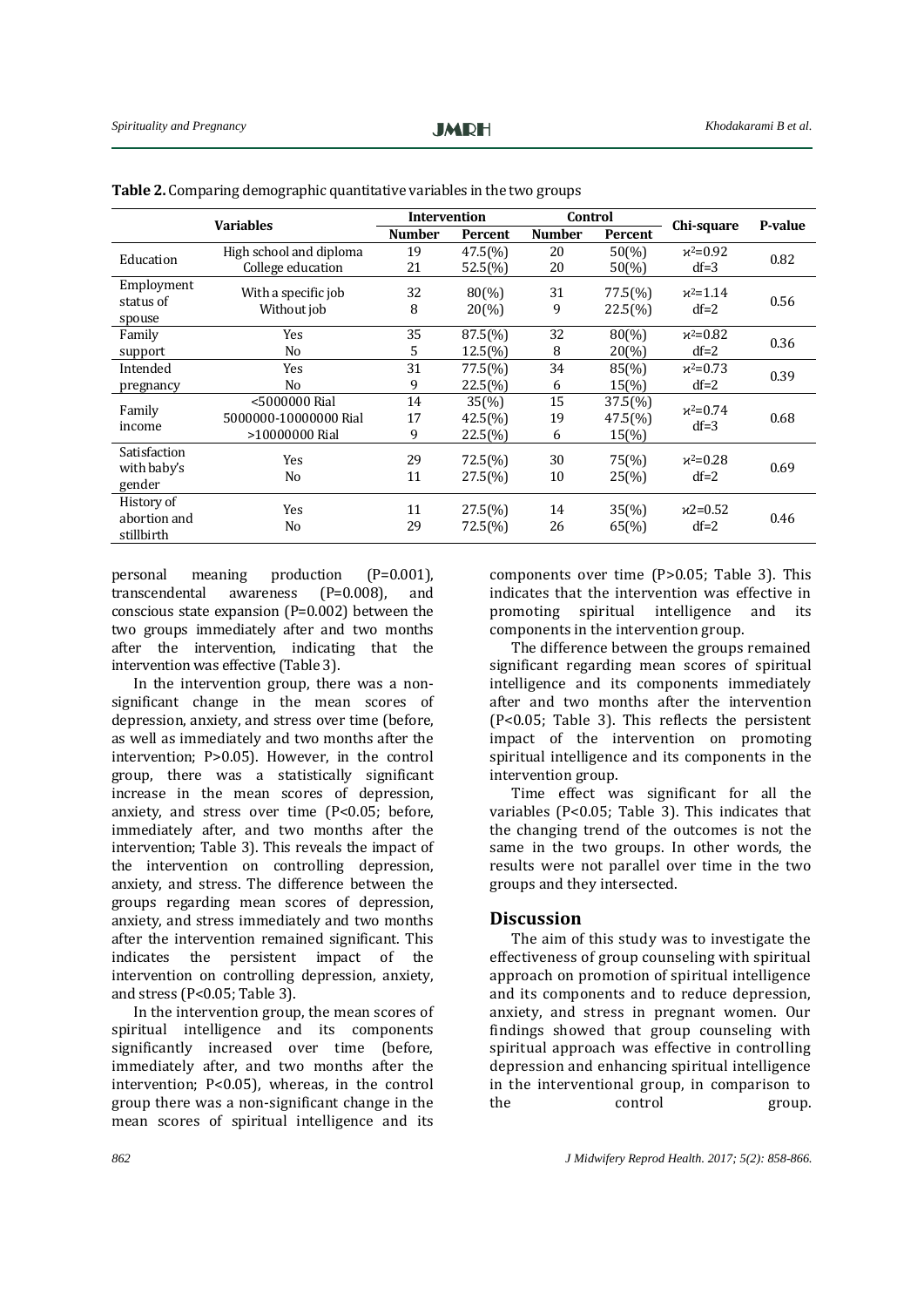**Table 2.** Comparing demographic quantitative variables in the two groups

| Variables | | Intervention | | Control | | Chi-square | P-value |
|---|---|---|---|---|---|---|---|
| | | Number | Percent | Number | Percent | | |
| Education | High school and diploma<br>College education | 19<br>21 | 47.5(%)<br>52.5(%) | 20<br>20 | 50(%)<br>50(%) | $\chi^2$=0.92<br>df=3 | 0.82 |
| Employment status of spouse | With a specific job<br>Without job | 32<br>8 | 80(%)<br>20(%) | 31<br>9 | 77.5(%)<br>22.5(%) | $\chi^2$=1.14<br>df=2 | 0.56 |
| Family support | Yes<br>No | 35<br>5 | 87.5(%)<br>12.5(%) | 32<br>8 | 80(%)<br>20(%) | $\chi^2$=0.82<br>df=2 | 0.36 |
| Intended pregnancy | Yes<br>No | 31<br>9 | 77.5(%)<br>22.5(%) | 34<br>6 | 85(%)<br>15(%) | $\chi^2$=0.73<br>df=2 | 0.39 |
| Family income | <5000000 Rial<br>5000000-10000000 Rial<br>>10000000 Rial | 14<br>17<br>9 | 35(%)<br>42.5(%)<br>22.5(%) | 15<br>19<br>6 | 37.5(%)<br>47.5(%)<br>15(%) | $\chi^2$=0.74<br>df=3 | 0.68 |
| Satisfaction with baby's gender | Yes<br>No | 29<br>11 | 72.5(%)<br>27.5(%) | 30<br>10 | 75(%)<br>25(%) | $\chi^2$=0.28<br>df=2 | 0.69 |
| History of abortion and stillbirth | Yes<br>No | 11<br>29 | 27.5(%)<br>72.5(%) | 14<br>26 | 35(%)<br>65(%) | $\chi^2$=0.52<br>df=2 | 0.46 |

personal meaning production (P=0.001), transcendental awareness (P=0.008), and conscious state expansion (P=0.002) between the two groups immediately after and two months after the intervention, indicating that the intervention was effective (Table 3).

In the intervention group, there was a non-significant change in the mean scores of depression, anxiety, and stress over time (before, as well as immediately and two months after the intervention; P>0.05). However, in the control group, there was a statistically significant increase in the mean scores of depression, anxiety, and stress over time (P<0.05; before, immediately after, and two months after the intervention; Table 3). This reveals the impact of the intervention on controlling depression, anxiety, and stress. The difference between the groups regarding mean scores of depression, anxiety, and stress immediately and two months after the intervention remained significant. This indicates the persistent impact of the intervention on controlling depression, anxiety, and stress (P<0.05; Table 3).

In the intervention group, the mean scores of spiritual intelligence and its components significantly increased over time (before, immediately after, and two months after the intervention; P<0.05), whereas, in the control group there was a non-significant change in the mean scores of spiritual intelligence and its components over time (P>0.05; Table 3). This indicates that the intervention was effective in promoting spiritual intelligence and its components in the intervention group.

The difference between the groups remained significant regarding mean scores of spiritual intelligence and its components immediately after and two months after the intervention (P<0.05; Table 3). This reflects the persistent impact of the intervention on promoting spiritual intelligence and its components in the intervention group.

Time effect was significant for all the variables (P<0.05; Table 3). This indicates that the changing trend of the outcomes is not the same in the two groups. In other words, the results were not parallel over time in the two groups and they intersected.

## Discussion

The aim of this study was to investigate the effectiveness of group counseling with spiritual approach on promotion of spiritual intelligence and its components and to reduce depression, anxiety, and stress in pregnant women. Our findings showed that group counseling with spiritual approach was effective in controlling depression and enhancing spiritual intelligence in the interventional group, in comparison to the control group.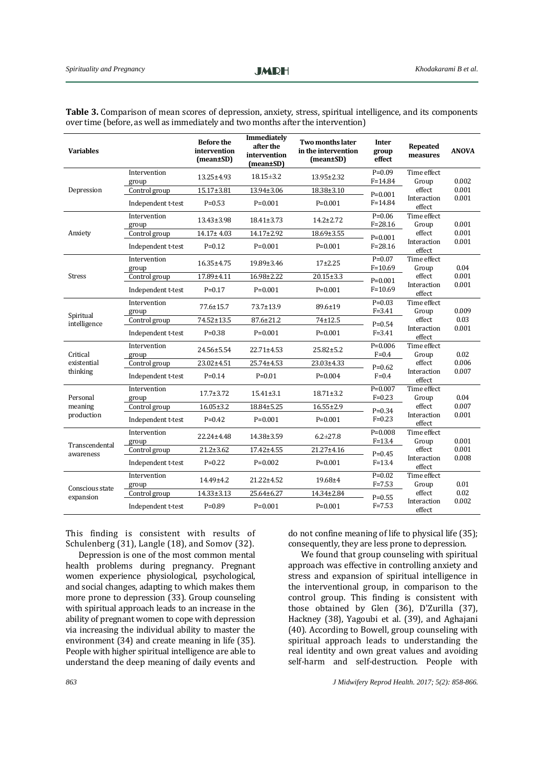**Table 3.** Comparison of mean scores of depression, anxiety, stress, spiritual intelligence, and its components over time (before, as well as immediately and two months after the intervention)

| Variables | | Before the intervention (mean±SD) | Immediately after the intervention (mean±SD) | Two months later in the intervention (mean±SD) | Inter group effect | Repeated measures | ANOVA |
|---|---|---|---|---|---|---|---|
| Depression | Intervention group | 13.25±4.93 | 18.15±3.2 | 13.95±2.32 | P=0.09 F=14.84 | Time effect | 0.002 |
| | Control group | 15.17±3.81 | 13.94±3.06 | 18.38±3.10 | P=0.001 F=14.84 | Group effect | 0.001 |
| | Independent t-test | P=0.53 | P=0.001 | P=0.001 | | Interaction effect | 0.001 |
| Anxiety | Intervention group | 13.43±3.98 | 18.41±3.73 | 14.2±2.72 | P=0.06 F=28.16 | Time effect | 0.001 |
| | Control group | 14.17± 4.03 | 14.17±2.92 | 18.69±3.55 | P=0.001 F=28.16 | Group effect | 0.001 |
| | Independent t-test | P=0.12 | P=0.001 | P=0.001 | | Interaction effect | 0.001 |
| Stress | Intervention group | 16.35±4.75 | 19.89±3.46 | 17±2.25 | P=0.07 F=10.69 | Time effect | 0.04 |
| | Control group | 17.89±4.11 | 16.98±2.22 | 20.15±3.3 | P=0.001 F=10.69 | Group effect | 0.001 |
| | Independent t-test | P=0.17 | P=0.001 | P=0.001 | | Interaction effect | 0.001 |
| Spiritual intelligence | Intervention group | 77.6±15.7 | 73.7±13.9 | 89.6±19 | P=0.03 F=3.41 | Time effect | 0.009 |
| | Control group | 74.52±13.5 | 87.6±21.2 | 74±12.5 | P=0.54 F=3.41 | Group effect | 0.03 |
| | Independent t-test | P=0.38 | P=0.001 | P=0.001 | | Interaction effect | 0.001 |
| Critical existential thinking | Intervention group | 24.56±5.54 | 22.71±4.53 | 25.82±5.2 | P=0.006 F=0.4 | Time effect | 0.02 |
| | Control group | 23.02±4.51 | 25.74±4.53 | 23.03±4.33 | P=0.62 F=0.4 | Group effect | 0.006 |
| | Independent t-test | P=0.14 | P=0.01 | P=0.004 | | Interaction effect | 0.007 |
| Personal meaning production | Intervention group | 17.7±3.72 | 15.41±3.1 | 18.71±3.2 | P=0.007 F=0.23 | Time effect | 0.04 |
| | Control group | 16.05±3.2 | 18.84±5.25 | 16.55±2.9 | P=0.34 F=0.23 | Group effect | 0.007 |
| | Independent t-test | P=0.42 | P=0.001 | P=0.001 | | Interaction effect | 0.001 |
| Transcendental awareness | Intervention group | 22.24±4.48 | 14.38±3.59 | 6.2±27.8 | P=0.008 F=13.4 | Time effect | 0.001 |
| | Control group | 21.2±3.62 | 17.42±4.55 | 21.27±4.16 | P=0.45 F=13.4 | Group effect | 0.001 |
| | Independent t-test | P=0.22 | P=0.002 | P=0.001 | | Interaction effect | 0.008 |
| Conscious state expansion | Intervention group | 14.49±4.2 | 21.22±4.52 | 19.68±4 | P=0.02 F=7.53 | Time effect | 0.01 |
| | Control group | 14.33±3.13 | 25.64±6.27 | 14.34±2.84 | P=0.55 F=7.53 | Group effect | 0.02 |
| | Independent t-test | P=0.89 | P=0.001 | P=0.001 | | Interaction effect | 0.002 |

This finding is consistent with results of Schulenberg (31), Langle (18), and Somov (32).

Depression is one of the most common mental health problems during pregnancy. Pregnant women experience physiological, psychological, and social changes, adapting to which makes them more prone to depression (33). Group counseling with spiritual approach leads to an increase in the ability of pregnant women to cope with depression via increasing the individual ability to master the environment (34) and create meaning in life (35). People with higher spiritual intelligence are able to understand the deep meaning of daily events and do not confine meaning of life to physical life (35); consequently, they are less prone to depression.

We found that group counseling with spiritual approach was effective in controlling anxiety and stress and expansion of spiritual intelligence in the interventional group, in comparison to the control group. This finding is consistent with those obtained by Glen (36), D'Zurilla (37), Hackney (38), Yagoubi et al. (39), and Aghajani (40). According to Bowell, group counseling with spiritual approach leads to understanding the real identity and own great values and avoiding self-harm and self-destruction. People with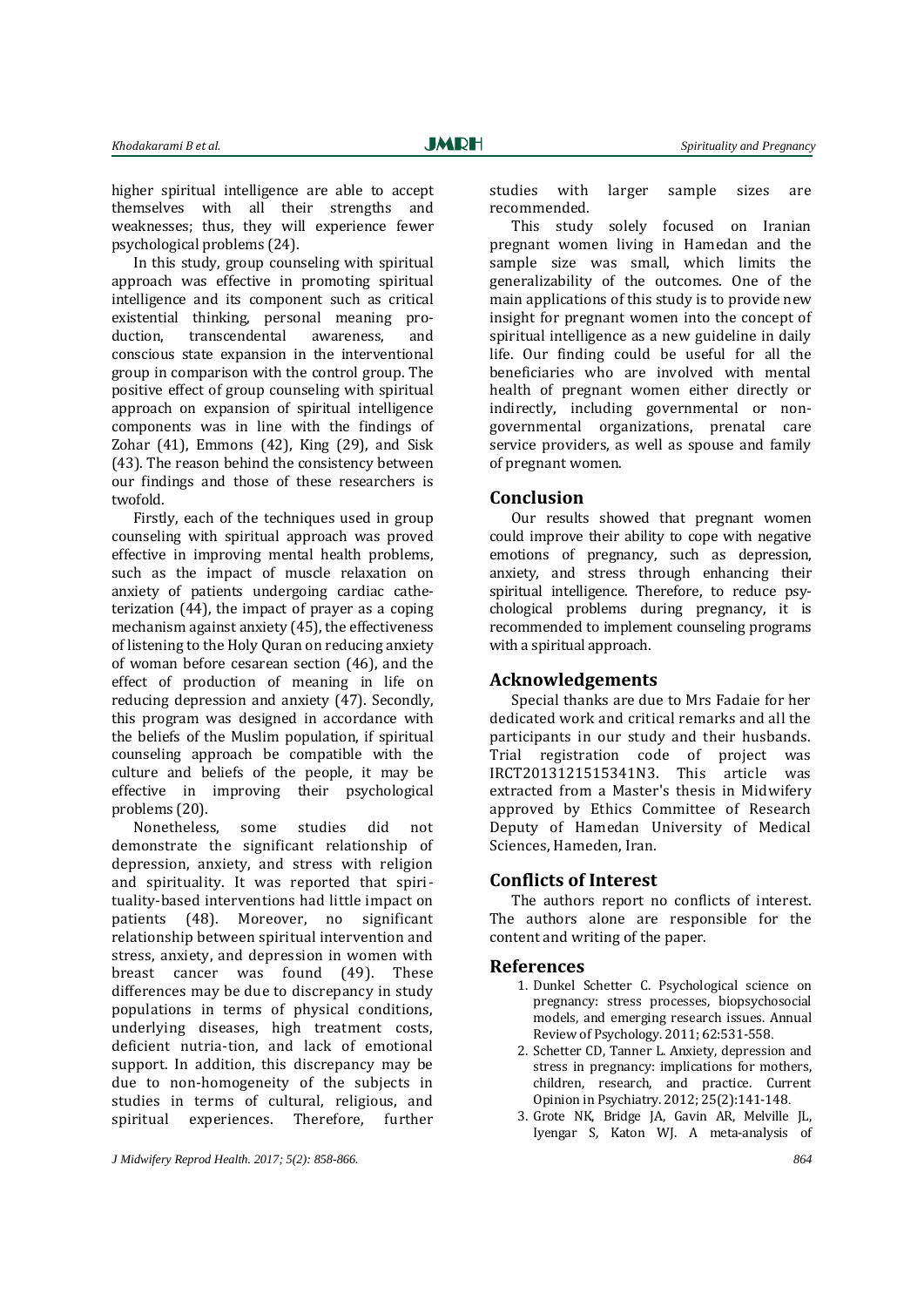higher spiritual intelligence are able to accept themselves with all their strengths and weaknesses; thus, they will experience fewer psychological problems (24).

In this study, group counseling with spiritual approach was effective in promoting spiritual intelligence and its component such as critical existential thinking, personal meaning production, transcendental awareness, and conscious state expansion in the interventional group in comparison with the control group. The positive effect of group counseling with spiritual approach on expansion of spiritual intelligence components was in line with the findings of Zohar (41), Emmons (42), King (29), and Sisk (43). The reason behind the consistency between our findings and those of these researchers is twofold.

Firstly, each of the techniques used in group counseling with spiritual approach was proved effective in improving mental health problems, such as the impact of muscle relaxation on anxiety of patients undergoing cardiac catheterization (44), the impact of prayer as a coping mechanism against anxiety (45), the effectiveness of listening to the Holy Quran on reducing anxiety of woman before cesarean section (46), and the effect of production of meaning in life on reducing depression and anxiety (47). Secondly, this program was designed in accordance with the beliefs of the Muslim population, if spiritual counseling approach be compatible with the culture and beliefs of the people, it may be effective in improving their psychological problems (20).

Nonetheless, some studies did not demonstrate the significant relationship of depression, anxiety, and stress with religion and spirituality. It was reported that spirituality-based interventions had little impact on patients (48). Moreover, no significant relationship between spiritual intervention and stress, anxiety, and depression in women with breast cancer was found (49). These differences may be due to discrepancy in study populations in terms of physical conditions, underlying diseases, high treatment costs, deficient nutria-tion, and lack of emotional support. In addition, this discrepancy may be due to non-homogeneity of the subjects in studies in terms of cultural, religious, and spiritual experiences. Therefore, further studies with larger sample sizes are recommended.

This study solely focused on Iranian pregnant women living in Hamedan and the sample size was small, which limits the generalizability of the outcomes. One of the main applications of this study is to provide new insight for pregnant women into the concept of spiritual intelligence as a new guideline in daily life. Our finding could be useful for all the beneficiaries who are involved with mental health of pregnant women either directly or indirectly, including governmental or non-governmental organizations, prenatal care service providers, as well as spouse and family of pregnant women.

## Conclusion

Our results showed that pregnant women could improve their ability to cope with negative emotions of pregnancy, such as depression, anxiety, and stress through enhancing their spiritual intelligence. Therefore, to reduce psychological problems during pregnancy, it is recommended to implement counseling programs with a spiritual approach.

## Acknowledgements

Special thanks are due to Mrs Fadaie for her dedicated work and critical remarks and all the participants in our study and their husbands. Trial registration code of project was IRCT2013121515341N3. This article was extracted from a Master's thesis in Midwifery approved by Ethics Committee of Research Deputy of Hamedan University of Medical Sciences, Hameden, Iran.

## Conflicts of Interest

The authors report no conflicts of interest. The authors alone are responsible for the content and writing of the paper.

## References

1. Dunkel Schetter C. Psychological science on pregnancy: stress processes, biopsychosocial models, and emerging research issues. Annual Review of Psychology. 2011; 62:531-558.
2. Schetter CD, Tanner L. Anxiety, depression and stress in pregnancy: implications for mothers, children, research, and practice. Current Opinion in Psychiatry. 2012; 25(2):141-148.
3. Grote NK, Bridge JA, Gavin AR, Melville JL, Iyengar S, Katon WJ. A meta-analysis of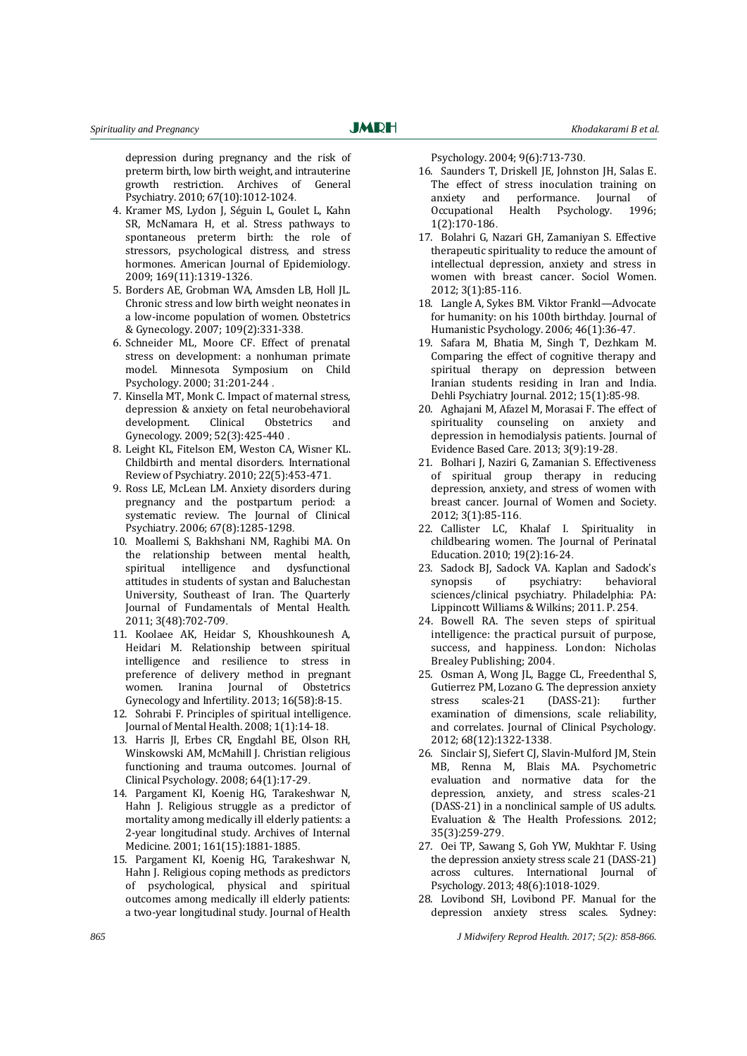depression during pregnancy and the risk of preterm birth, low birth weight, and intrauterine growth restriction. Archives of General Psychiatry. 2010; 67(10):1012-1024.

4. Kramer MS, Lydon J, Séguin L, Goulet L, Kahn SR, McNamara H, et al. Stress pathways to spontaneous preterm birth: the role of stressors, psychological distress, and stress hormones. American Journal of Epidemiology. 2009; 169(11):1319-1326.
5. Borders AE, Grobman WA, Amsden LB, Holl JL. Chronic stress and low birth weight neonates in a low-income population of women. Obstetrics & Gynecology. 2007; 109(2):331-338.
6. Schneider ML, Moore CF. Effect of prenatal stress on development: a nonhuman primate model. Minnesota Symposium on Child Psychology. 2000; 31:201-244 .
7. Kinsella MT, Monk C. Impact of maternal stress, depression & anxiety on fetal neurobehavioral development. Clinical Obstetrics and Gynecology. 2009; 52(3):425-440 .
8. Leight KL, Fitelson EM, Weston CA, Wisner KL. Childbirth and mental disorders. International Review of Psychiatry. 2010; 22(5):453-471.
9. Ross LE, McLean LM. Anxiety disorders during pregnancy and the postpartum period: a systematic review. The Journal of Clinical Psychiatry. 2006; 67(8):1285-1298.
10. Moallemi S, Bakhshani NM, Raghibi MA. On the relationship between mental health, spiritual intelligence and dysfunctional attitudes in students of systan and Baluchestan University, Southeast of Iran. The Quarterly Journal of Fundamentals of Mental Health. 2011; 3(48):702-709.
11. Koolaee AK, Heidar S, Khoushkounesh A, Heidari M. Relationship between spiritual intelligence and resilience to stress in preference of delivery method in pregnant women. Iranina Journal of Obstetrics Gynecology and Infertility. 2013; 16(58):8-15.
12. Sohrabi F. Principles of spiritual intelligence. Journal of Mental Health. 2008; 1(1):14-18.
13. Harris JI, Erbes CR, Engdahl BE, Olson RH, Winskowski AM, McMahill J. Christian religious functioning and trauma outcomes. Journal of Clinical Psychology. 2008; 64(1):17-29.
14. Pargament KI, Koenig HG, Tarakeshwar N, Hahn J. Religious struggle as a predictor of mortality among medically ill elderly patients: a 2-year longitudinal study. Archives of Internal Medicine. 2001; 161(15):1881-1885.
15. Pargament KI, Koenig HG, Tarakeshwar N, Hahn J. Religious coping methods as predictors of psychological, physical and spiritual outcomes among medically ill elderly patients: a two-year longitudinal study. Journal of Health Psychology. 2004; 9(6):713-730.
16. Saunders T, Driskell JE, Johnston JH, Salas E. The effect of stress inoculation training on anxiety and performance. Journal of Occupational Health Psychology. 1996; 1(2):170-186.
17. Bolahri G, Nazari GH, Zamaniyan S. Effective therapeutic spirituality to reduce the amount of intellectual depression, anxiety and stress in women with breast cancer. Sociol Women. 2012; 3(1):85-116.
18. Langle A, Sykes BM. Viktor Frankl—Advocate for humanity: on his 100th birthday. Journal of Humanistic Psychology. 2006; 46(1):36-47.
19. Safara M, Bhatia M, Singh T, Dezhkam M. Comparing the effect of cognitive therapy and spiritual therapy on depression between Iranian students residing in Iran and India. Dehli Psychiatry Journal. 2012; 15(1):85-98.
20. Aghajani M, Afazel M, Morasai F. The effect of spirituality counseling on anxiety and depression in hemodialysis patients. Journal of Evidence Based Care. 2013; 3(9):19-28.
21. Bolhari J, Naziri G, Zamanian S. Effectiveness of spiritual group therapy in reducing depression, anxiety, and stress of women with breast cancer. Journal of Women and Society. 2012; 3(1):85-116.
22. Callister LC, Khalaf I. Spirituality in childbearing women. The Journal of Perinatal Education. 2010; 19(2):16-24.
23. Sadock BJ, Sadock VA. Kaplan and Sadock's synopsis of psychiatry: behavioral sciences/clinical psychiatry. Philadelphia: PA: Lippincott Williams & Wilkins; 2011. P. 254.
24. Bowell RA. The seven steps of spiritual intelligence: the practical pursuit of purpose, success, and happiness. London: Nicholas Brealey Publishing; 2004.
25. Osman A, Wong JL, Bagge CL, Freedenthal S, Gutierrez PM, Lozano G. The depression anxiety stress scales-21 (DASS-21): further examination of dimensions, scale reliability, and correlates. Journal of Clinical Psychology. 2012; 68(12):1322-1338.
26. Sinclair SJ, Siefert CJ, Slavin-Mulford JM, Stein MB, Renna M, Blais MA. Psychometric evaluation and normative data for the depression, anxiety, and stress scales-21 (DASS-21) in a nonclinical sample of US adults. Evaluation & The Health Professions. 2012; 35(3):259-279.
27. Oei TP, Sawang S, Goh YW, Mukhtar F. Using the depression anxiety stress scale 21 (DASS-21) across cultures. International Journal of Psychology. 2013; 48(6):1018-1029.
28. Lovibond SH, Lovibond PF. Manual for the depression anxiety stress scales. Sydney: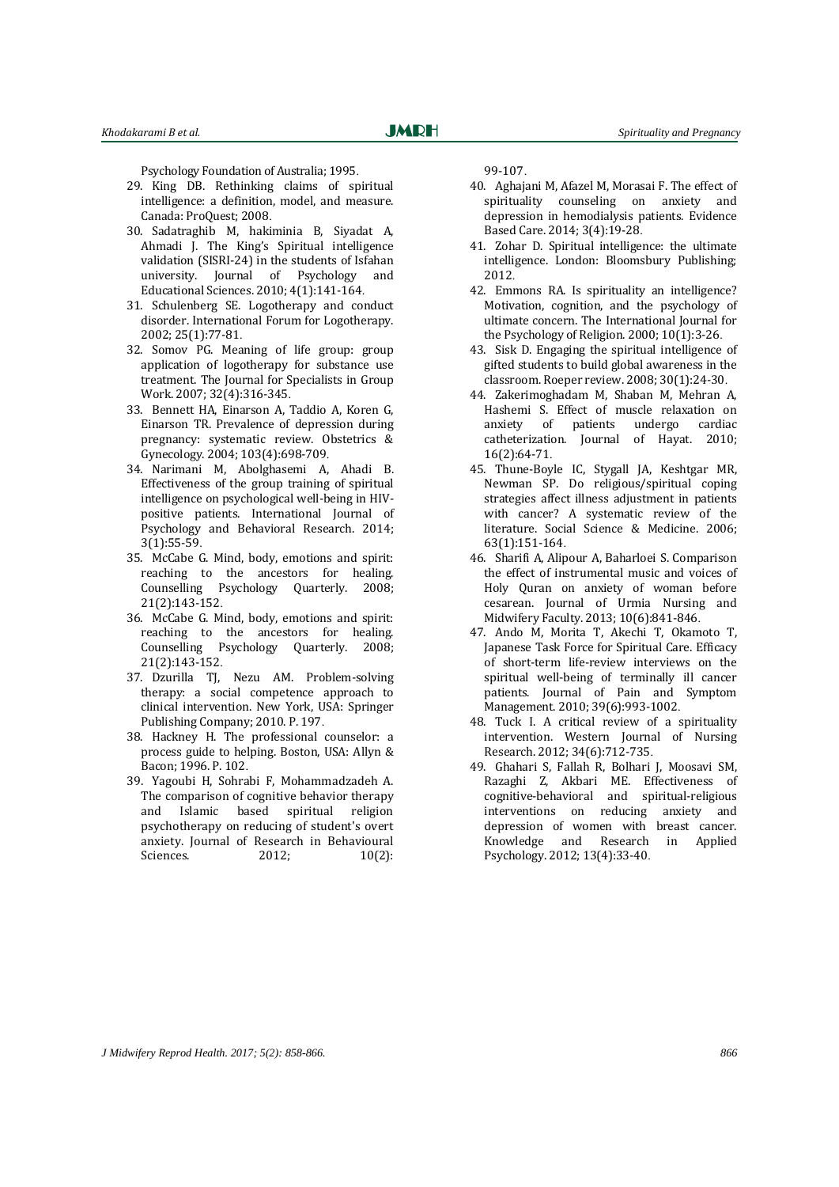Psychology Foundation of Australia; 1995.

29. King DB. Rethinking claims of spiritual intelligence: a definition, model, and measure. Canada: ProQuest; 2008.
30. Sadatraghib M, hakiminia B, Siyadat A, Ahmadi J. The King's Spiritual intelligence validation (SISRI-24) in the students of Isfahan university. Journal of Psychology and Educational Sciences. 2010; 4(1):141-164.
31. Schulenberg SE. Logotherapy and conduct disorder. International Forum for Logotherapy. 2002; 25(1):77-81.
32. Somov PG. Meaning of life group: group application of logotherapy for substance use treatment. The Journal for Specialists in Group Work. 2007; 32(4):316-345.
33. Bennett HA, Einarson A, Taddio A, Koren G, Einarson TR. Prevalence of depression during pregnancy: systematic review. Obstetrics & Gynecology. 2004; 103(4):698-709.
34. Narimani M, Abolghasemi A, Ahadi B. Effectiveness of the group training of spiritual intelligence on psychological well-being in HIV-positive patients. International Journal of Psychology and Behavioral Research. 2014; 3(1):55-59.
35. McCabe G. Mind, body, emotions and spirit: reaching to the ancestors for healing. Counselling Psychology Quarterly. 2008; 21(2):143-152.
36. McCabe G. Mind, body, emotions and spirit: reaching to the ancestors for healing. Counselling Psychology Quarterly. 2008; 21(2):143-152.
37. Dzurilla TJ, Nezu AM. Problem-solving therapy: a social competence approach to clinical intervention. New York, USA: Springer Publishing Company; 2010. P. 197.
38. Hackney H. The professional counselor: a process guide to helping. Boston, USA: Allyn & Bacon; 1996. P. 102.
39. Yagoubi H, Sohrabi F, Mohammadzadeh A. The comparison of cognitive behavior therapy and Islamic based spiritual religion psychotherapy on reducing of student's overt anxiety. Journal of Research in Behavioural Sciences. 2012; 10(2): 99-107.
40. Aghajani M, Afazel M, Morasai F. The effect of spirituality counseling on anxiety and depression in hemodialysis patients. Evidence Based Care. 2014; 3(4):19-28.
41. Zohar D. Spiritual intelligence: the ultimate intelligence. London: Bloomsbury Publishing; 2012.
42. Emmons RA. Is spirituality an intelligence? Motivation, cognition, and the psychology of ultimate concern. The International Journal for the Psychology of Religion. 2000; 10(1):3-26.
43. Sisk D. Engaging the spiritual intelligence of gifted students to build global awareness in the classroom. Roeper review. 2008; 30(1):24-30.
44. Zakerimoghadam M, Shaban M, Mehran A, Hashemi S. Effect of muscle relaxation on anxiety of patients undergo cardiac catheterization. Journal of Hayat. 2010; 16(2):64-71.
45. Thune-Boyle IC, Stygall JA, Keshtgar MR, Newman SP. Do religious/spiritual coping strategies affect illness adjustment in patients with cancer? A systematic review of the literature. Social Science & Medicine. 2006; 63(1):151-164.
46. Sharifi A, Alipour A, Baharloei S. Comparison the effect of instrumental music and voices of Holy Quran on anxiety of woman before cesarean. Journal of Urmia Nursing and Midwifery Faculty. 2013; 10(6):841-846.
47. Ando M, Morita T, Akechi T, Okamoto T, Japanese Task Force for Spiritual Care. Efficacy of short-term life-review interviews on the spiritual well-being of terminally ill cancer patients. Journal of Pain and Symptom Management. 2010; 39(6):993-1002.
48. Tuck I. A critical review of a spirituality intervention. Western Journal of Nursing Research. 2012; 34(6):712-735.
49. Ghahari S, Fallah R, Bolhari J, Moosavi SM, Razaghi Z, Akbari ME. Effectiveness of cognitive-behavioral and spiritual-religious interventions on reducing anxiety and depression of women with breast cancer. Knowledge and Research in Applied Psychology. 2012; 13(4):33-40.